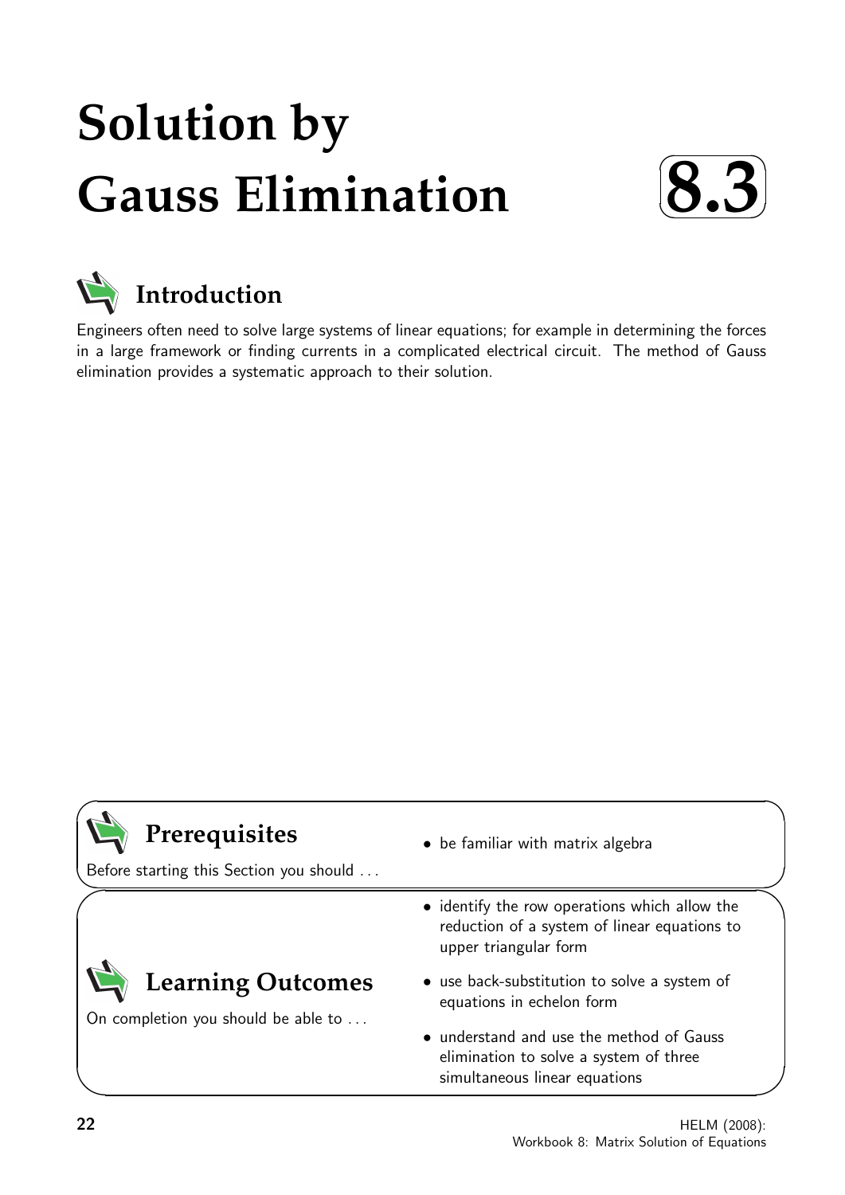# Solution by Gauss Elimination

**8.3**

## Introduction

Engineers often need to solve large systems of linear equations; for example in determining the forces in a large framework or finding currents in a complicated electrical circuit. The method of Gauss elimination provides a systematic approach to their solution.

## Prerequisites

Before starting this Section you should ...

- be familiar with matrix algebra

## Learning Outcomes

On completion you should be able to ...

- identify the row operations which allow the reduction of a system of linear equations to upper triangular form
- use back-substitution to solve a system of equations in echelon form
- understand and use the method of Gauss elimination to solve a system of three simultaneous linear equations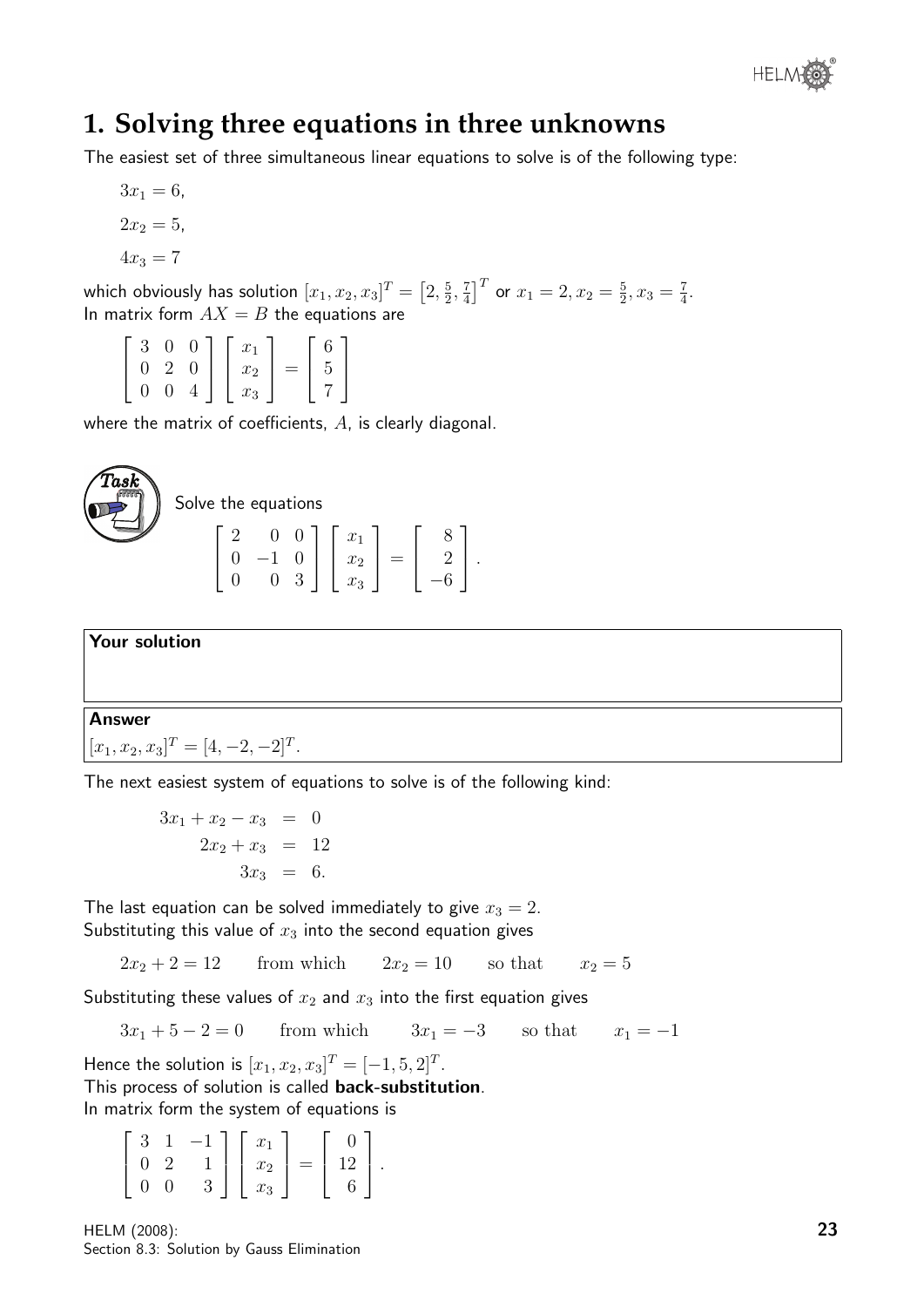# 1. Solving three equations in three unknowns

The easiest set of three simultaneous linear equations to solve is of the following type:

$$3x_1 = 6,$$

$$2x_2 = 5,$$

$$4x_3 = 7$$

which obviously has solution $[x_1, x_2, x_3]^T = \left[2, \frac{5}{2}, \frac{7}{4}\right]^T$ or $x_1 = 2, x_2 = \frac{5}{2}, x_3 = \frac{7}{4}$.
In matrix form $AX = B$ the equations are

$$\begin{bmatrix} 3 & 0 & 0 \\ 0 & 2 & 0 \\ 0 & 0 & 4 \end{bmatrix} \begin{bmatrix} x_1 \\ x_2 \\ x_3 \end{bmatrix} = \begin{bmatrix} 6 \\ 5 \\ 7 \end{bmatrix}$$

where the matrix of coefficients, $A$, is clearly diagonal.

**Task**

Solve the equations

$$\begin{bmatrix} 2 & 0 & 0 \\ 0 & -1 & 0 \\ 0 & 0 & 3 \end{bmatrix} \begin{bmatrix} x_1 \\ x_2 \\ x_3 \end{bmatrix} = \begin{bmatrix} 8 \\ 2 \\ -6 \end{bmatrix}.$$

**Your solution**

**Answer**

$[x_1, x_2, x_3]^T = [4, -2, -2]^T$.

The next easiest system of equations to solve is of the following kind:

$$\begin{aligned} 3x_1 + x_2 - x_3 &= 0 \\ 2x_2 + x_3 &= 12 \\ 3x_3 &= 6. \end{aligned}$$

The last equation can be solved immediately to give $x_3 = 2$.
Substituting this value of $x_3$ into the second equation gives

$$2x_2 + 2 = 12 \qquad \text{from which} \qquad 2x_2 = 10 \qquad \text{so that} \qquad x_2 = 5$$

Substituting these values of $x_2$ and $x_3$ into the first equation gives

$$3x_1 + 5 - 2 = 0 \qquad \text{from which} \qquad 3x_1 = -3 \qquad \text{so that} \qquad x_1 = -1$$

Hence the solution is $[x_1, x_2, x_3]^T = [-1, 5, 2]^T$.
This process of solution is called **back-substitution**.
In matrix form the system of equations is

$$\begin{bmatrix} 3 & 1 & -1 \\ 0 & 2 & 1 \\ 0 & 0 & 3 \end{bmatrix} \begin{bmatrix} x_1 \\ x_2 \\ x_3 \end{bmatrix} = \begin{bmatrix} 0 \\ 12 \\ 6 \end{bmatrix}.$$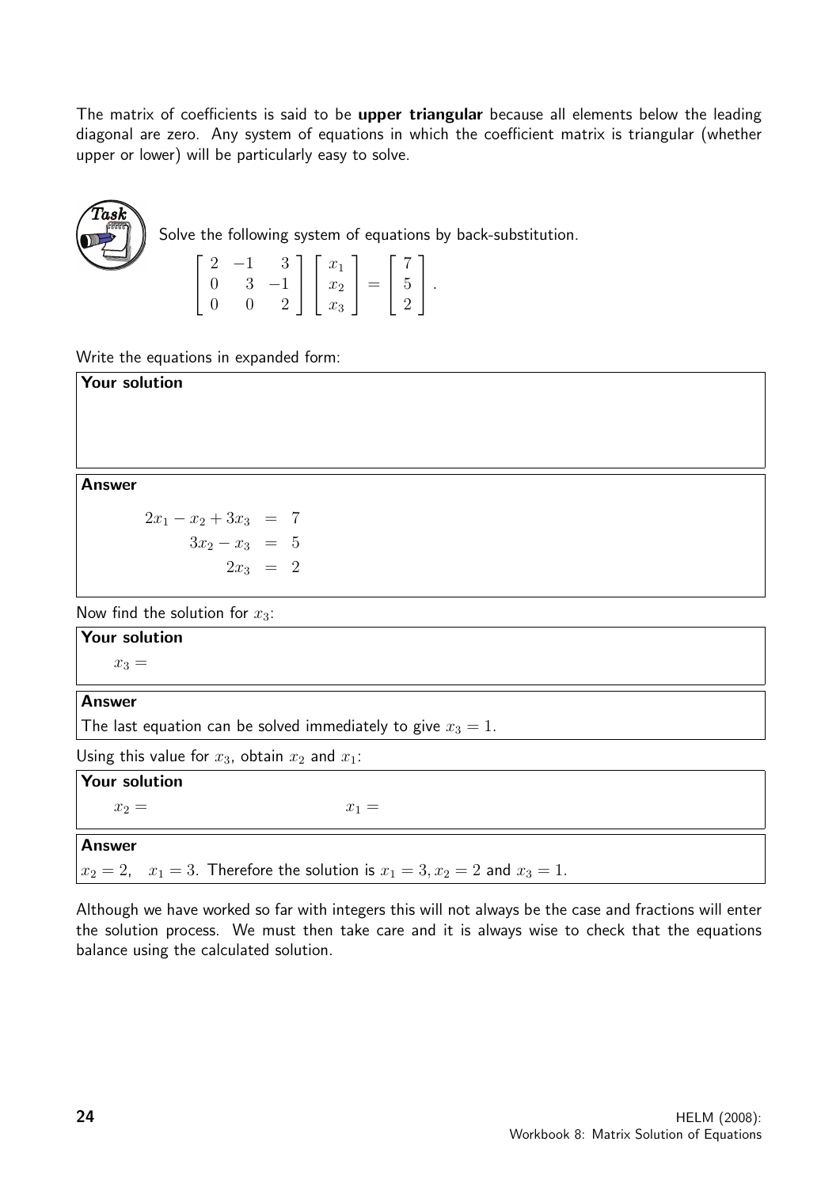The matrix of coefficients is said to be **upper triangular** because all elements below the leading diagonal are zero. Any system of equations in which the coefficient matrix is triangular (whether upper or lower) will be particularly easy to solve.

**Task**

Solve the following system of equations by back-substitution.

$$\begin{bmatrix} 2 & -1 & 3 \\ 0 & 3 & -1 \\ 0 & 0 & 2 \end{bmatrix} \begin{bmatrix} x_1 \\ x_2 \\ x_3 \end{bmatrix} = \begin{bmatrix} 7 \\ 5 \\ 2 \end{bmatrix}.$$

Write the equations in expanded form:

**Your solution**

**Answer**

$$\begin{aligned} 2x_1 - x_2 + 3x_3 &= 7 \\ 3x_2 - x_3 &= 5 \\ 2x_3 &= 2 \end{aligned}$$

Now find the solution for $x_3$:

**Your solution**

$x_3 =$

**Answer**

The last equation can be solved immediately to give $x_3 = 1$.

Using this value for $x_3$, obtain $x_2$ and $x_1$:

**Your solution**

$x_2 =$ $\qquad\qquad$ $x_1 =$

**Answer**

$x_2 = 2, \quad x_1 = 3$. Therefore the solution is $x_1 = 3, x_2 = 2$ and $x_3 = 1$.

Although we have worked so far with integers this will not always be the case and fractions will enter the solution process. We must then take care and it is always wise to check that the equations balance using the calculated solution.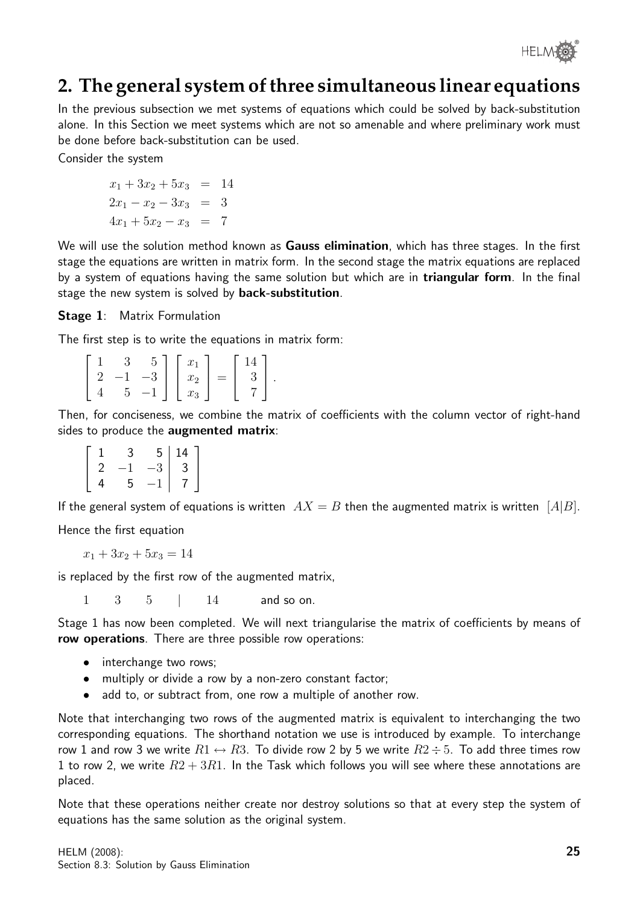## 2. The general system of three simultaneous linear equations

In the previous subsection we met systems of equations which could be solved by back-substitution alone. In this Section we meet systems which are not so amenable and where preliminary work must be done before back-substitution can be used.

Consider the system

$$
\begin{aligned}
x_1 + 3x_2 + 5x_3 &= 14 \\
2x_1 - x_2 - 3x_3 &= 3 \\
4x_1 + 5x_2 - x_3 &= 7
\end{aligned}
$$

We will use the solution method known as **Gauss elimination**, which has three stages. In the first stage the equations are written in matrix form. In the second stage the matrix equations are replaced by a system of equations having the same solution but which are in **triangular form**. In the final stage the new system is solved by **back-substitution**.

**Stage 1**: Matrix Formulation

The first step is to write the equations in matrix form:

$$
\begin{bmatrix} 1 & 3 & 5 \\ 2 & -1 & -3 \\ 4 & 5 & -1 \end{bmatrix} \begin{bmatrix} x_1 \\ x_2 \\ x_3 \end{bmatrix} = \begin{bmatrix} 14 \\ 3 \\ 7 \end{bmatrix}.
$$

Then, for conciseness, we combine the matrix of coefficients with the column vector of right-hand sides to produce the **augmented matrix**:

$$
\left[\begin{array}{ccc|c} 1 & 3 & 5 & 14 \\ 2 & -1 & -3 & 3 \\ 4 & 5 & -1 & 7 \end{array}\right]
$$

If the general system of equations is written $AX = B$ then the augmented matrix is written $[A|B]$.

Hence the first equation

$$x_1 + 3x_2 + 5x_3 = 14$$

is replaced by the first row of the augmented matrix,

$1 \quad 3 \quad 5 \quad | \quad 14$ and so on.

Stage 1 has now been completed. We will next triangularise the matrix of coefficients by means of **row operations**. There are three possible row operations:

- interchange two rows;
- multiply or divide a row by a non-zero constant factor;
- add to, or subtract from, one row a multiple of another row.

Note that interchanging two rows of the augmented matrix is equivalent to interchanging the two corresponding equations. The shorthand notation we use is introduced by example. To interchange row 1 and row 3 we write $R1 \leftrightarrow R3$. To divide row 2 by 5 we write $R2 \div 5$. To add three times row 1 to row 2, we write $R2 + 3R1$. In the Task which follows you will see where these annotations are placed.

Note that these operations neither create nor destroy solutions so that at every step the system of equations has the same solution as the original system.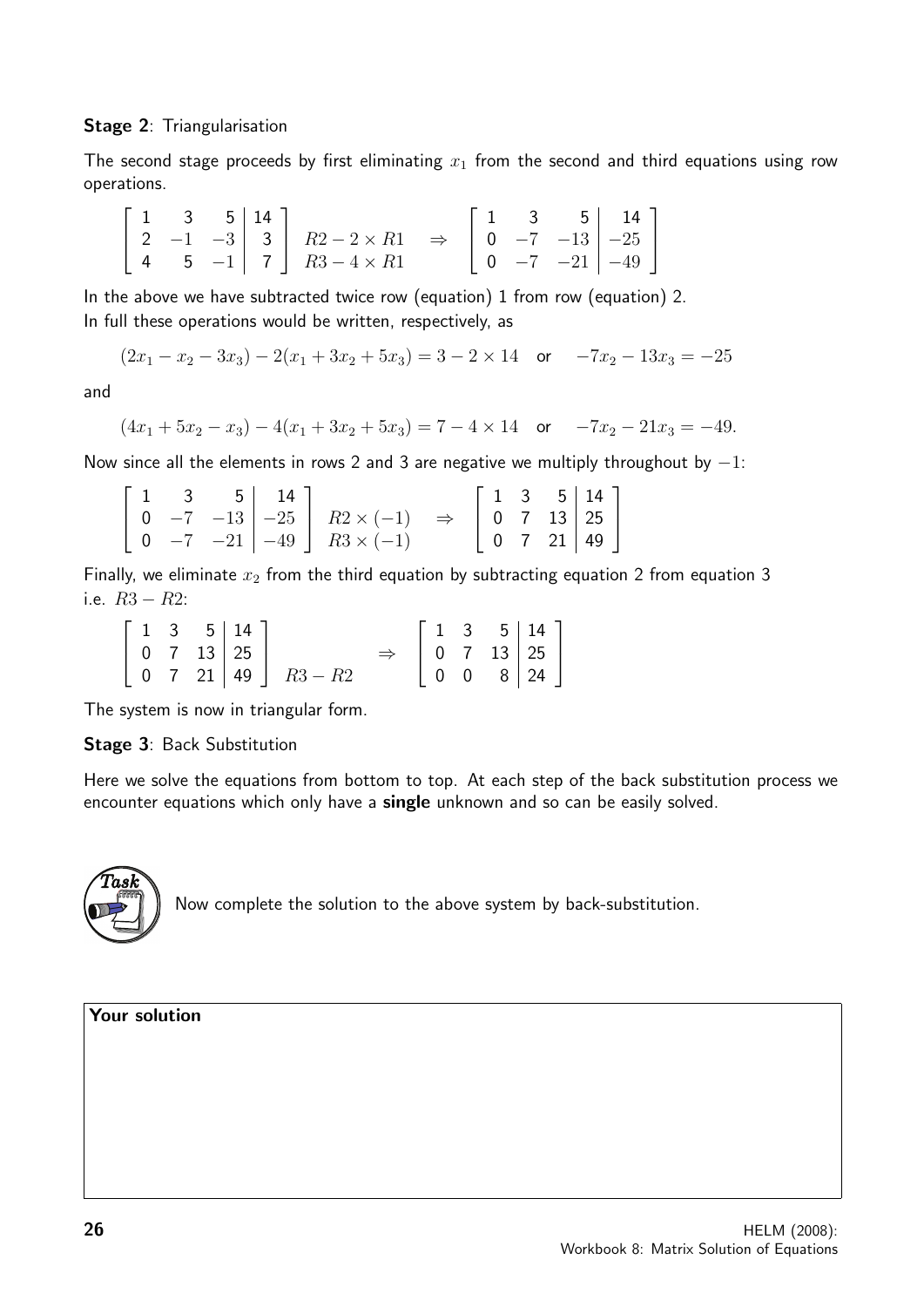**Stage 2**: Triangularisation

The second stage proceeds by first eliminating $x_1$ from the second and third equations using row operations.

$$\left[\begin{array}{rrr|r} 1 & 3 & 5 & 14 \\ 2 & -1 & -3 & 3 \\ 4 & 5 & -1 & 7 \end{array}\right] \begin{array}{l} \\ R2 - 2\times R1 \\ R3 - 4\times R1 \end{array} \quad \Rightarrow \quad \left[\begin{array}{rrr|r} 1 & 3 & 5 & 14 \\ 0 & -7 & -13 & -25 \\ 0 & -7 & -21 & -49 \end{array}\right]$$

In the above we have subtracted twice row (equation) 1 from row (equation) 2.
In full these operations would be written, respectively, as

$$(2x_1 - x_2 - 3x_3) - 2(x_1 + 3x_2 + 5x_3) = 3 - 2\times 14 \quad \text{or} \quad -7x_2 - 13x_3 = -25$$

and

$$(4x_1 + 5x_2 - x_3) - 4(x_1 + 3x_2 + 5x_3) = 7 - 4\times 14 \quad \text{or} \quad -7x_2 - 21x_3 = -49.$$

Now since all the elements in rows 2 and 3 are negative we multiply throughout by $-1$:

$$\left[\begin{array}{rrr|r} 1 & 3 & 5 & 14 \\ 0 & -7 & -13 & -25 \\ 0 & -7 & -21 & -49 \end{array}\right] \begin{array}{l} \\ R2 \times (-1) \\ R3 \times (-1) \end{array} \quad \Rightarrow \quad \left[\begin{array}{rrr|r} 1 & 3 & 5 & 14 \\ 0 & 7 & 13 & 25 \\ 0 & 7 & 21 & 49 \end{array}\right]$$

Finally, we eliminate $x_2$ from the third equation by subtracting equation 2 from equation 3 i.e. $R3 - R2$:

$$\left[\begin{array}{rrr|r} 1 & 3 & 5 & 14 \\ 0 & 7 & 13 & 25 \\ 0 & 7 & 21 & 49 \end{array}\right] \begin{array}{l} \\ \\ R3 - R2 \end{array} \quad \Rightarrow \quad \left[\begin{array}{rrr|r} 1 & 3 & 5 & 14 \\ 0 & 7 & 13 & 25 \\ 0 & 0 & 8 & 24 \end{array}\right]$$

The system is now in triangular form.

**Stage 3**: Back Substitution

Here we solve the equations from bottom to top. At each step of the back substitution process we encounter equations which only have a **single** unknown and so can be easily solved.

**Task**

Now complete the solution to the above system by back-substitution.

**Your solution**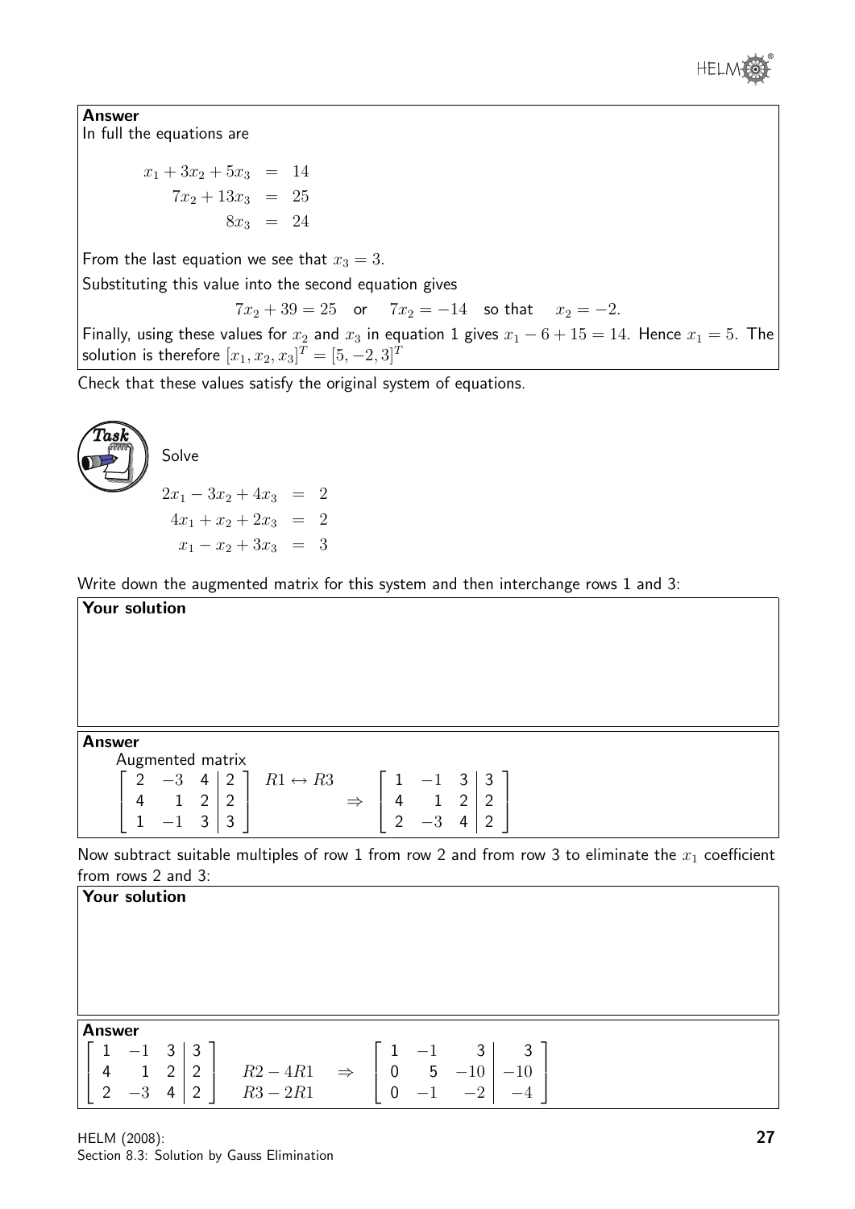**Answer**

In full the equations are

$$\begin{aligned} x_1 + 3x_2 + 5x_3 &= 14 \\ 7x_2 + 13x_3 &= 25 \\ 8x_3 &= 24 \end{aligned}$$

From the last equation we see that $x_3 = 3$.

Substituting this value into the second equation gives

$$7x_2 + 39 = 25 \quad \text{or} \quad 7x_2 = -14 \quad \text{so that} \quad x_2 = -2.$$

Finally, using these values for $x_2$ and $x_3$ in equation 1 gives $x_1 - 6 + 15 = 14$. Hence $x_1 = 5$. The solution is therefore $[x_1, x_2, x_3]^T = [5, -2, 3]^T$

Check that these values satisfy the original system of equations.

**Task**

Solve

$$\begin{aligned} 2x_1 - 3x_2 + 4x_3 &= 2 \\ 4x_1 + x_2 + 2x_3 &= 2 \\ x_1 - x_2 + 3x_3 &= 3 \end{aligned}$$

Write down the augmented matrix for this system and then interchange rows 1 and 3:

**Your solution**

**Answer**

Augmented matrix

$$\left[\begin{array}{rrr|r} 2 & -3 & 4 & 2 \\ 4 & 1 & 2 & 2 \\ 1 & -1 & 3 & 3 \end{array}\right] \quad R1 \leftrightarrow R3 \quad \Rightarrow \quad \left[\begin{array}{rrr|r} 1 & -1 & 3 & 3 \\ 4 & 1 & 2 & 2 \\ 2 & -3 & 4 & 2 \end{array}\right]$$

Now subtract suitable multiples of row 1 from row 2 and from row 3 to eliminate the $x_1$ coefficient from rows 2 and 3:

**Your solution**

**Answer**

$$\left[\begin{array}{rrr|r} 1 & -1 & 3 & 3 \\ 4 & 1 & 2 & 2 \\ 2 & -3 & 4 & 2 \end{array}\right] \quad \begin{array}{l} \\ R2 - 4R1 \\ R3 - 2R1 \end{array} \quad \Rightarrow \quad \left[\begin{array}{rrr|r} 1 & -1 & 3 & 3 \\ 0 & 5 & -10 & -10 \\ 0 & -1 & -2 & -4 \end{array}\right]$$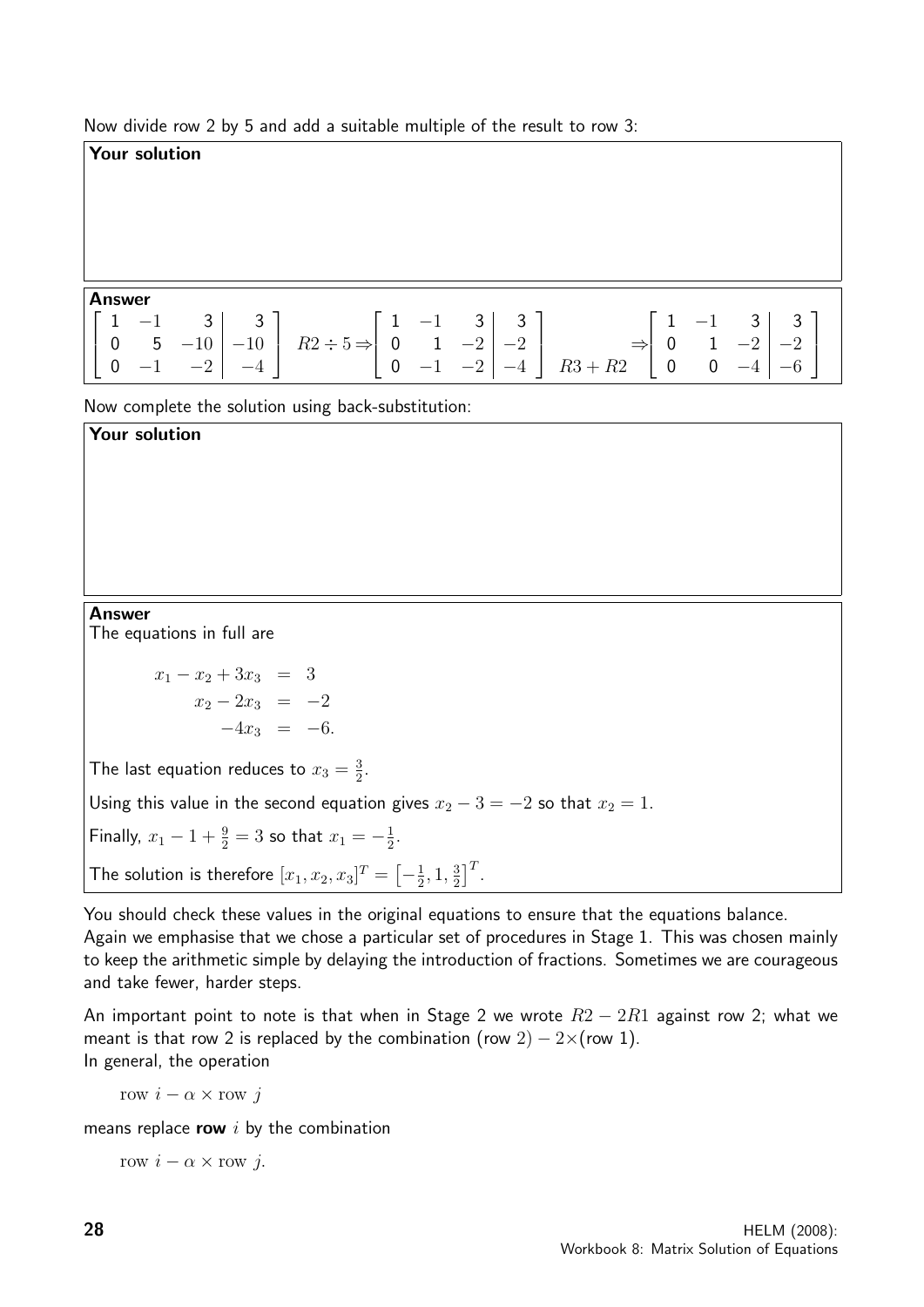Now divide row 2 by 5 and add a suitable multiple of the result to row 3:

**Your solution**

**Answer**

$$\left[\begin{array}{rrr|r} 1 & -1 & 3 & 3 \\ 0 & 5 & -10 & -10 \\ 0 & -1 & -2 & -4 \end{array}\right] \quad R2 \div 5 \Rightarrow \left[\begin{array}{rrr|r} 1 & -1 & 3 & 3 \\ 0 & 1 & -2 & -2 \\ 0 & -1 & -2 & -4 \end{array}\right] \begin{array}{l} \\ \\ R3 + R2 \end{array} \Rightarrow \left[\begin{array}{rrr|r} 1 & -1 & 3 & 3 \\ 0 & 1 & -2 & -2 \\ 0 & 0 & -4 & -6 \end{array}\right]$$

Now complete the solution using back-substitution:

**Your solution**

**Answer**

The equations in full are

$$\begin{aligned} x_1 - x_2 + 3x_3 &= 3 \\ x_2 - 2x_3 &= -2 \\ -4x_3 &= -6. \end{aligned}$$

The last equation reduces to $x_3 = \frac{3}{2}$.

Using this value in the second equation gives $x_2 - 3 = -2$ so that $x_2 = 1$.

Finally, $x_1 - 1 + \frac{9}{2} = 3$ so that $x_1 = -\frac{1}{2}$.

The solution is therefore $[x_1, x_2, x_3]^T = \left[-\frac{1}{2}, 1, \frac{3}{2}\right]^T$.

You should check these values in the original equations to ensure that the equations balance.
Again we emphasise that we chose a particular set of procedures in Stage 1. This was chosen mainly to keep the arithmetic simple by delaying the introduction of fractions. Sometimes we are courageous and take fewer, harder steps.

An important point to note is that when in Stage 2 we wrote $R2 - 2R1$ against row 2; what we meant is that row 2 is replaced by the combination (row $2) - 2\times$(row 1).
In general, the operation

$\text{row } i - \alpha \times \text{row } j$

means replace **row** $i$ by the combination

$\text{row } i - \alpha \times \text{row } j.$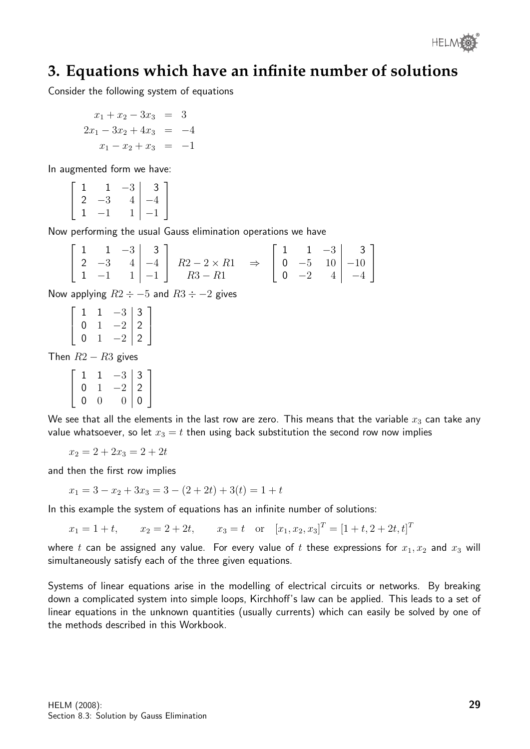## 3. Equations which have an infinite number of solutions

Consider the following system of equations

$$\begin{aligned} x_1 + x_2 - 3x_3 &= 3 \\ 2x_1 - 3x_2 + 4x_3 &= -4 \\ x_1 - x_2 + x_3 &= -1 \end{aligned}$$

In augmented form we have:

$$\left[\begin{array}{rrr|r} 1 & 1 & -3 & 3 \\ 2 & -3 & 4 & -4 \\ 1 & -1 & 1 & -1 \end{array}\right]$$

Now performing the usual Gauss elimination operations we have

$$\left[\begin{array}{rrr|r} 1 & 1 & -3 & 3 \\ 2 & -3 & 4 & -4 \\ 1 & -1 & 1 & -1 \end{array}\right] \begin{array}{c} \\ R2 - 2 \times R1 \\ R3 - R1 \end{array} \quad \Rightarrow \quad \left[\begin{array}{rrr|r} 1 & 1 & -3 & 3 \\ 0 & -5 & 10 & -10 \\ 0 & -2 & 4 & -4 \end{array}\right]$$

Now applying $R2 \div -5$ and $R3 \div -2$ gives

$$\left[\begin{array}{rrr|r} 1 & 1 & -3 & 3 \\ 0 & 1 & -2 & 2 \\ 0 & 1 & -2 & 2 \end{array}\right]$$

Then $R2 - R3$ gives

$$\left[\begin{array}{rrr|r} 1 & 1 & -3 & 3 \\ 0 & 1 & -2 & 2 \\ 0 & 0 & 0 & 0 \end{array}\right]$$

We see that all the elements in the last row are zero. This means that the variable $x_3$ can take any value whatsoever, so let $x_3 = t$ then using back substitution the second row now implies

$$x_2 = 2 + 2x_3 = 2 + 2t$$

and then the first row implies

$$x_1 = 3 - x_2 + 3x_3 = 3 - (2 + 2t) + 3(t) = 1 + t$$

In this example the system of equations has an infinite number of solutions:

$$x_1 = 1 + t, \qquad x_2 = 2 + 2t, \qquad x_3 = t \quad \text{or} \quad [x_1, x_2, x_3]^T = [1 + t, 2 + 2t, t]^T$$

where $t$ can be assigned any value. For every value of $t$ these expressions for $x_1, x_2$ and $x_3$ will simultaneously satisfy each of the three given equations.

Systems of linear equations arise in the modelling of electrical circuits or networks. By breaking down a complicated system into simple loops, Kirchhoff's law can be applied. This leads to a set of linear equations in the unknown quantities (usually currents) which can easily be solved by one of the methods described in this Workbook.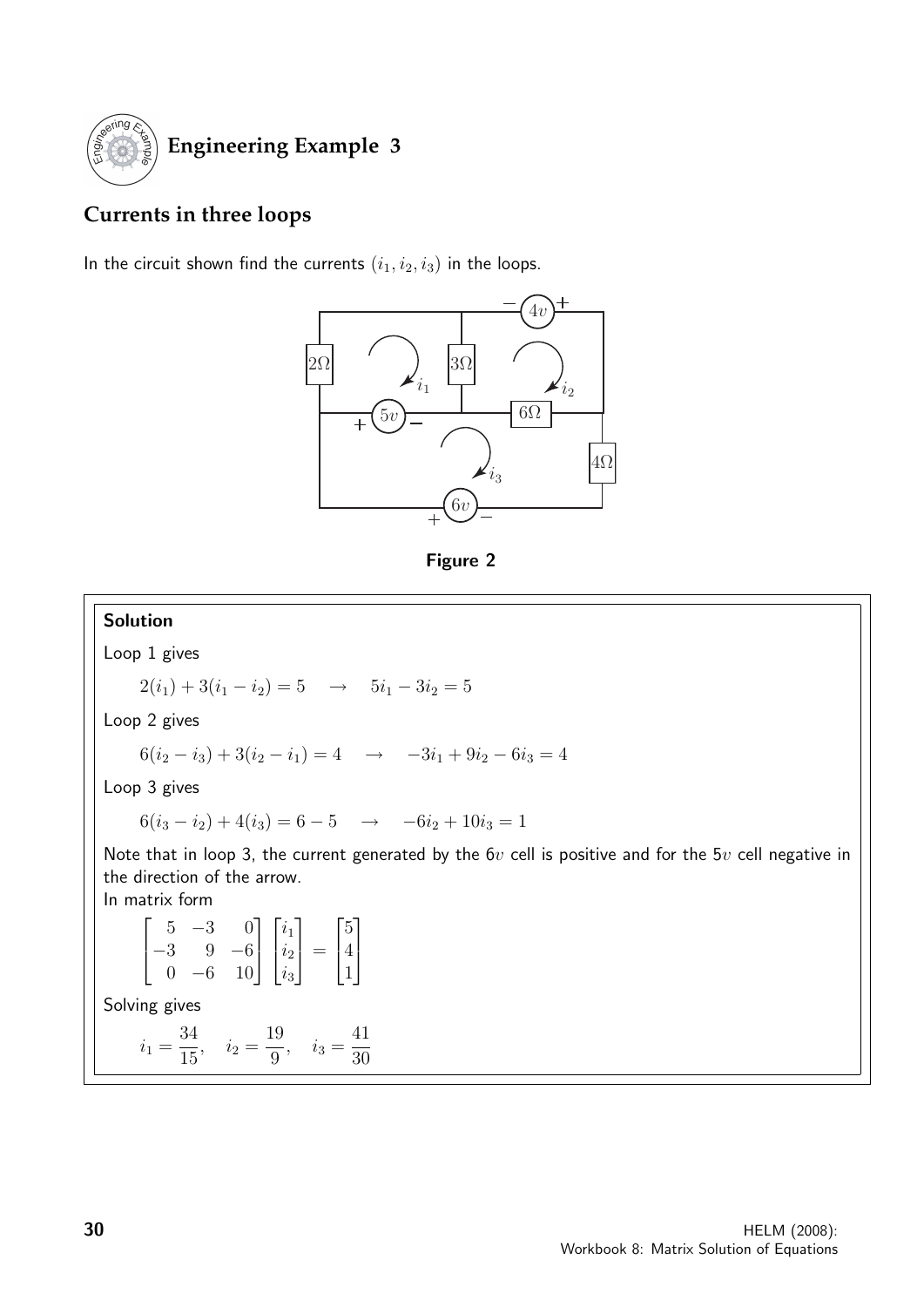## Engineering Example 3

### Currents in three loops

In the circuit shown find the currents $(i_1, i_2, i_3)$ in the loops.

Figure 2

**Solution**

Loop 1 gives

$$2(i_1) + 3(i_1 - i_2) = 5 \quad \rightarrow \quad 5i_1 - 3i_2 = 5$$

Loop 2 gives

$$6(i_2 - i_3) + 3(i_2 - i_1) = 4 \quad \rightarrow \quad -3i_1 + 9i_2 - 6i_3 = 4$$

Loop 3 gives

$$6(i_3 - i_2) + 4(i_3) = 6 - 5 \quad \rightarrow \quad -6i_2 + 10i_3 = 1$$

Note that in loop 3, the current generated by the $6v$ cell is positive and for the $5v$ cell negative in the direction of the arrow.

In matrix form

$$\begin{bmatrix} 5 & -3 & 0 \\ -3 & 9 & -6 \\ 0 & -6 & 10 \end{bmatrix} \begin{bmatrix} i_1 \\ i_2 \\ i_3 \end{bmatrix} = \begin{bmatrix} 5 \\ 4 \\ 1 \end{bmatrix}$$

Solving gives

$$i_1 = \frac{34}{15}, \quad i_2 = \frac{19}{9}, \quad i_3 = \frac{41}{30}$$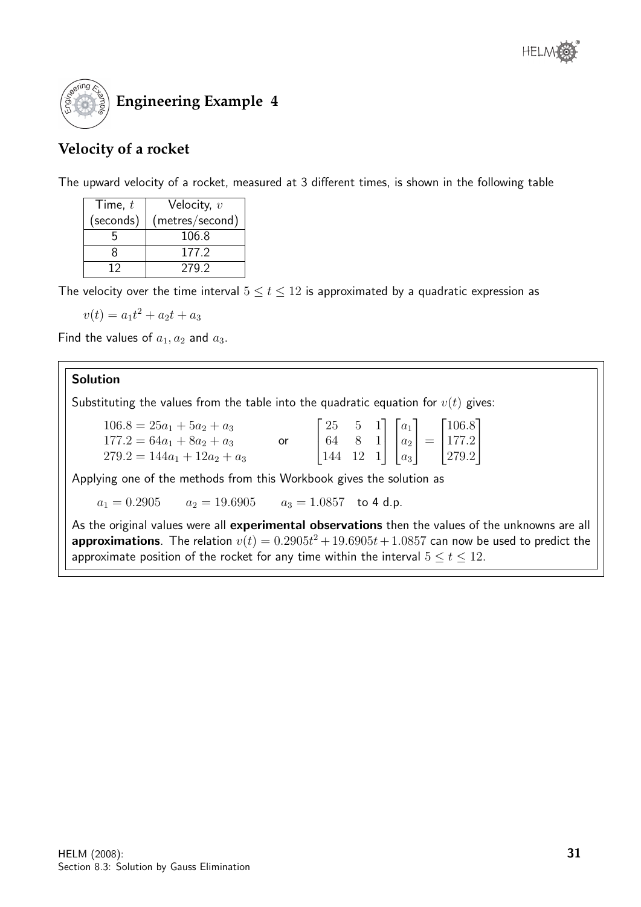# Engineering Example 4

## Velocity of a rocket

The upward velocity of a rocket, measured at 3 different times, is shown in the following table

| Time, $t$ (seconds) | Velocity, $v$ (metres/second) |
|---|---|
| 5 | 106.8 |
| 8 | 177.2 |
| 12 | 279.2 |

The velocity over the time interval $5 \leq t \leq 12$ is approximated by a quadratic expression as

$$v(t) = a_1 t^2 + a_2 t + a_3$$

Find the values of $a_1, a_2$ and $a_3$.

**Solution**

Substituting the values from the table into the quadratic equation for $v(t)$ gives:

$$\begin{aligned} 106.8 &= 25a_1 + 5a_2 + a_3 \\ 177.2 &= 64a_1 + 8a_2 + a_3 \\ 279.2 &= 144a_1 + 12a_2 + a_3 \end{aligned} \qquad \text{or} \qquad \begin{bmatrix} 25 & 5 & 1 \\ 64 & 8 & 1 \\ 144 & 12 & 1 \end{bmatrix} \begin{bmatrix} a_1 \\ a_2 \\ a_3 \end{bmatrix} = \begin{bmatrix} 106.8 \\ 177.2 \\ 279.2 \end{bmatrix}$$

Applying one of the methods from this Workbook gives the solution as

$a_1 = 0.2905 \qquad a_2 = 19.6905 \qquad a_3 = 1.0857$ to 4 d.p.

As the original values were all **experimental observations** then the values of the unknowns are all **approximations**. The relation $v(t) = 0.2905t^2 + 19.6905t + 1.0857$ can now be used to predict the approximate position of the rocket for any time within the interval $5 \leq t \leq 12$.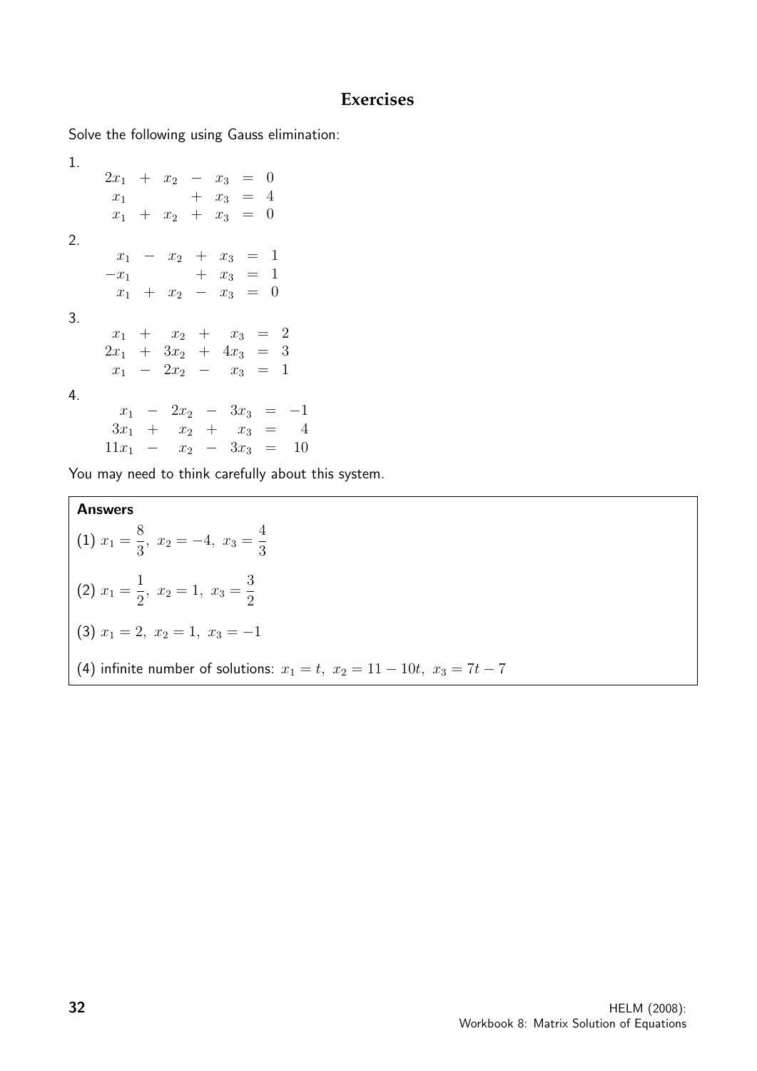## Exercises

Solve the following using Gauss elimination:

1.

$$\begin{aligned} 2x_1 + x_2 - x_3 &= 0 \\ x_1 \phantom{+ x_2} + x_3 &= 4 \\ x_1 + x_2 + x_3 &= 0 \end{aligned}$$

2.

$$\begin{aligned} x_1 - x_2 + x_3 &= 1 \\ -x_1 \phantom{- x_2} + x_3 &= 1 \\ x_1 + x_2 - x_3 &= 0 \end{aligned}$$

3.

$$\begin{aligned} x_1 + x_2 + x_3 &= 2 \\ 2x_1 + 3x_2 + 4x_3 &= 3 \\ x_1 - 2x_2 - x_3 &= 1 \end{aligned}$$

4.

$$\begin{aligned} x_1 - 2x_2 - 3x_3 &= -1 \\ 3x_1 + x_2 + x_3 &= 4 \\ 11x_1 - x_2 - 3x_3 &= 10 \end{aligned}$$

You may need to think carefully about this system.

**Answers**

(1) $x_1 = \dfrac{8}{3},\ x_2 = -4,\ x_3 = \dfrac{4}{3}$

(2) $x_1 = \dfrac{1}{2},\ x_2 = 1,\ x_3 = \dfrac{3}{2}$

(3) $x_1 = 2,\ x_2 = 1,\ x_3 = -1$

(4) infinite number of solutions: $x_1 = t,\ x_2 = 11 - 10t,\ x_3 = 7t - 7$